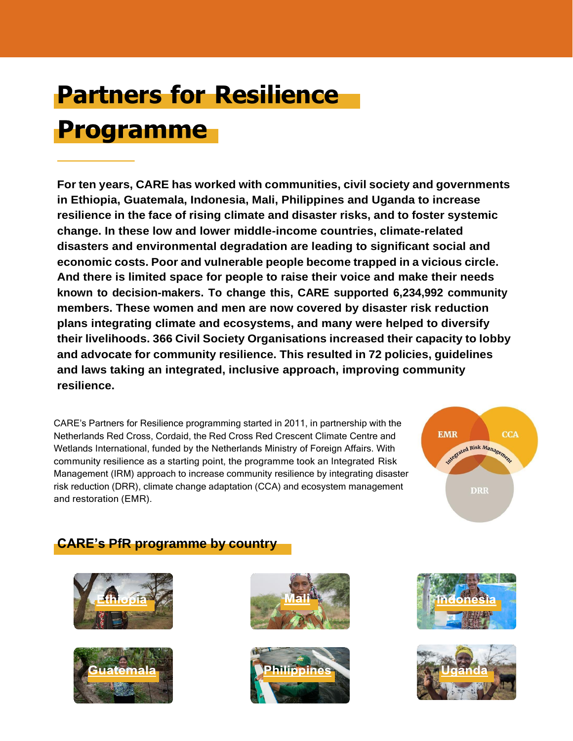# Partners for Resilience Programme

**For ten years, CARE has worked with communities, civil society and governments in Ethiopia, Guatemala, Indonesia, Mali, Philippines and Uganda to increase resilience in the face of rising climate and disaster risks, and to foster systemic change. In these low and lower middle-income countries, climate-related disasters and environmental degradation are leading to significant social and economic costs. Poor and vulnerable people become trapped in a vicious circle. And there is limited space for people to raise their voice and make their needs known to decision-makers. To change this, CARE supported 6,234,992 community members. These women and men are now covered by disaster risk reduction plans integrating climate and ecosystems, and many were helped to diversify their livelihoods. 366 Civil Society Organisations increased their capacity to lobby and advocate for community resilience. This resulted in 72 policies, guidelines and laws taking an integrated, inclusive approach, improving community resilience.**

CARE's Partners for Resilience programming started in 2011, in partnership with the Netherlands Red Cross, Cordaid, the Red Cross Red Crescent Climate Centre and Wetlands International, funded by the Netherlands Ministry of Foreign Affairs. With community resilience as a starting point, the programme took an Integrated Risk Management (IRM) approach to increase community resilience by integrating disaster risk reduction (DRR), climate change adaptation (CCA) and ecosystem management and restoration (EMR).

EMR CCA Integrated Risk Management DRR

## CARE's PfR programme by country

Ethiopia

Mali

Indonesia

Guatemala

Philippines

Uganda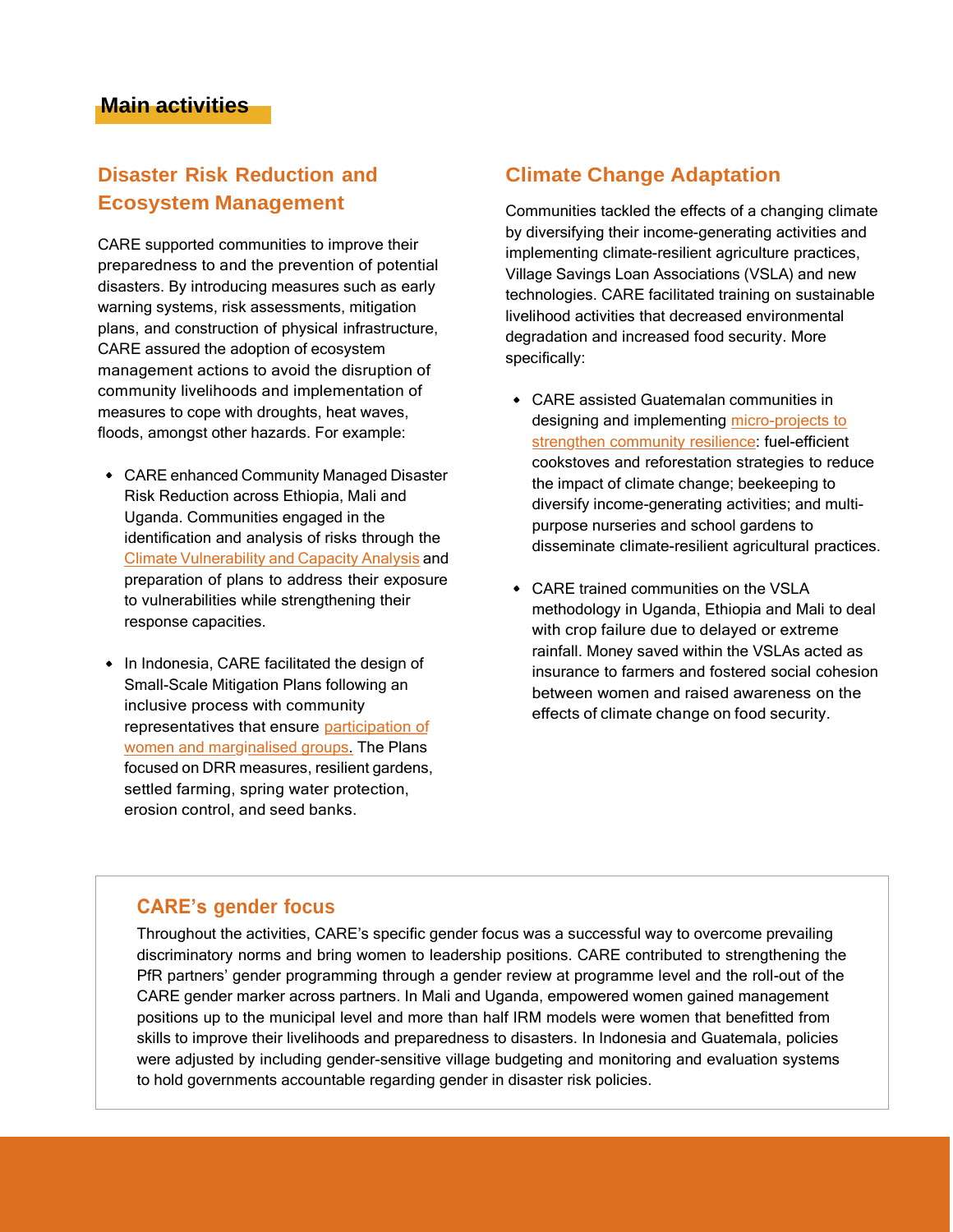## Main activities

### Disaster Risk Reduction and Ecosystem Management

CARE supported communities to improve their preparedness to and the prevention of potential disasters. By introducing measures such as early warning systems, risk assessments, mitigation plans, and construction of physical infrastructure, CARE assured the adoption of ecosystem management actions to avoid the disruption of community livelihoods and implementation of measures to cope with droughts, heat waves, floods, amongst other hazards. For example:

- CARE enhanced Community Managed Disaster Risk Reduction across Ethiopia, Mali and Uganda. Communities engaged in the identification and analysis of risks through the Climate Vulnerability and Capacity Analysis and preparation of plans to address their exposure to vulnerabilities while strengthening their response capacities.

- In Indonesia, CARE facilitated the design of Small-Scale Mitigation Plans following an inclusive process with community representatives that ensure participation of women and marginalised groups. The Plans focused on DRR measures, resilient gardens, settled farming, spring water protection, erosion control, and seed banks.

### Climate Change Adaptation

Communities tackled the effects of a changing climate by diversifying their income-generating activities and implementing climate-resilient agriculture practices, Village Savings Loan Associations (VSLA) and new technologies. CARE facilitated training on sustainable livelihood activities that decreased environmental degradation and increased food security. More specifically:

- CARE assisted Guatemalan communities in designing and implementing micro-projects to strengthen community resilience: fuel-efficient cookstoves and reforestation strategies to reduce the impact of climate change; beekeeping to diversify income-generating activities; and multi-purpose nurseries and school gardens to disseminate climate-resilient agricultural practices.

- CARE trained communities on the VSLA methodology in Uganda, Ethiopia and Mali to deal with crop failure due to delayed or extreme rainfall. Money saved within the VSLAs acted as insurance to farmers and fostered social cohesion between women and raised awareness on the effects of climate change on food security.

### CARE's gender focus

Throughout the activities, CARE's specific gender focus was a successful way to overcome prevailing discriminatory norms and bring women to leadership positions. CARE contributed to strengthening the PfR partners' gender programming through a gender review at programme level and the roll-out of the CARE gender marker across partners. In Mali and Uganda, empowered women gained management positions up to the municipal level and more than half IRM models were women that benefitted from skills to improve their livelihoods and preparedness to disasters. In Indonesia and Guatemala, policies were adjusted by including gender-sensitive village budgeting and monitoring and evaluation systems to hold governments accountable regarding gender in disaster risk policies.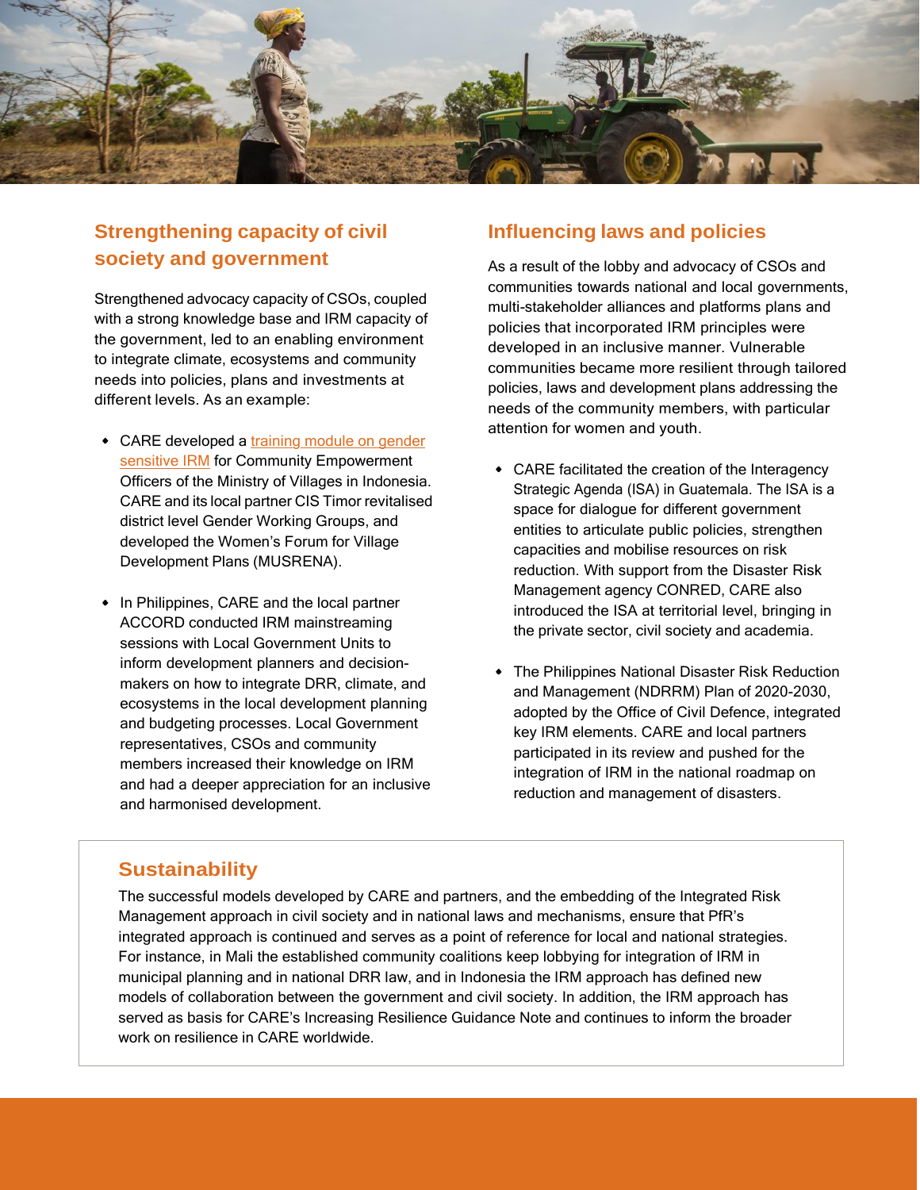## Strengthening capacity of civil society and government

Strengthened advocacy capacity of CSOs, coupled with a strong knowledge base and IRM capacity of the government, led to an enabling environment to integrate climate, ecosystems and community needs into policies, plans and investments at different levels. As an example:

- CARE developed a training module on gender sensitive IRM for Community Empowerment Officers of the Ministry of Villages in Indonesia. CARE and its local partner CIS Timor revitalised district level Gender Working Groups, and developed the Women's Forum for Village Development Plans (MUSRENA).
- In Philippines, CARE and the local partner ACCORD conducted IRM mainstreaming sessions with Local Government Units to inform development planners and decision-makers on how to integrate DRR, climate, and ecosystems in the local development planning and budgeting processes. Local Government representatives, CSOs and community members increased their knowledge on IRM and had a deeper appreciation for an inclusive and harmonised development.

## Influencing laws and policies

As a result of the lobby and advocacy of CSOs and communities towards national and local governments, multi-stakeholder alliances and platforms plans and policies that incorporated IRM principles were developed in an inclusive manner. Vulnerable communities became more resilient through tailored policies, laws and development plans addressing the needs of the community members, with particular attention for women and youth.

- CARE facilitated the creation of the Interagency Strategic Agenda (ISA) in Guatemala. The ISA is a space for dialogue for different government entities to articulate public policies, strengthen capacities and mobilise resources on risk reduction. With support from the Disaster Risk Management agency CONRED, CARE also introduced the ISA at territorial level, bringing in the private sector, civil society and academia.
- The Philippines National Disaster Risk Reduction and Management (NDRRM) Plan of 2020-2030, adopted by the Office of Civil Defence, integrated key IRM elements. CARE and local partners participated in its review and pushed for the integration of IRM in the national roadmap on reduction and management of disasters.

## Sustainability

The successful models developed by CARE and partners, and the embedding of the Integrated Risk Management approach in civil society and in national laws and mechanisms, ensure that PfR's integrated approach is continued and serves as a point of reference for local and national strategies. For instance, in Mali the established community coalitions keep lobbying for integration of IRM in municipal planning and in national DRR law, and in Indonesia the IRM approach has defined new models of collaboration between the government and civil society. In addition, the IRM approach has served as basis for CARE's Increasing Resilience Guidance Note and continues to inform the broader work on resilience in CARE worldwide.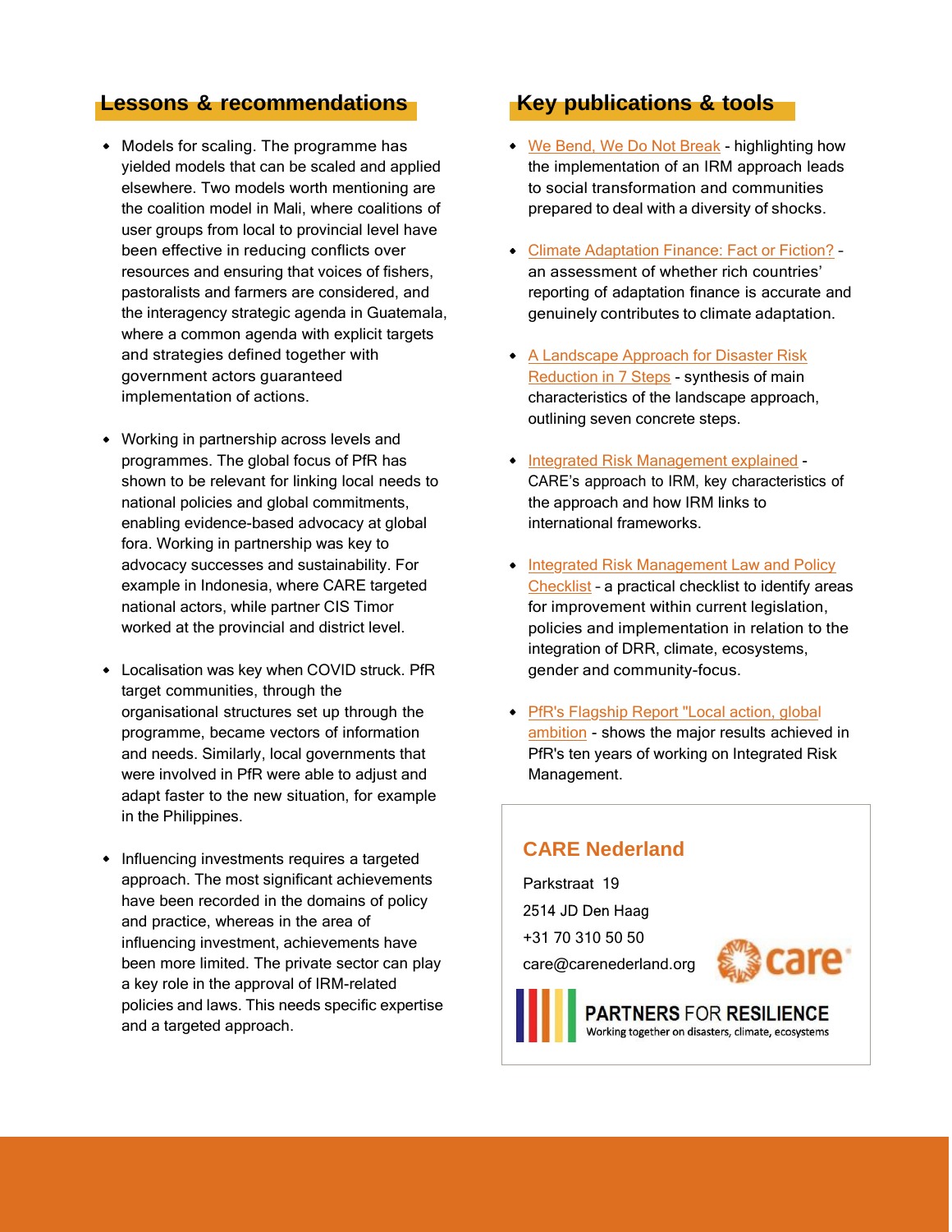## Lessons & recommendations

- Models for scaling. The programme has yielded models that can be scaled and applied elsewhere. Two models worth mentioning are the coalition model in Mali, where coalitions of user groups from local to provincial level have been effective in reducing conflicts over resources and ensuring that voices of fishers, pastoralists and farmers are considered, and the interagency strategic agenda in Guatemala, where a common agenda with explicit targets and strategies defined together with government actors guaranteed implementation of actions.

- Working in partnership across levels and programmes. The global focus of PfR has shown to be relevant for linking local needs to national policies and global commitments, enabling evidence-based advocacy at global fora. Working in partnership was key to advocacy successes and sustainability. For example in Indonesia, where CARE targeted national actors, while partner CIS Timor worked at the provincial and district level.

- Localisation was key when COVID struck. PfR target communities, through the organisational structures set up through the programme, became vectors of information and needs. Similarly, local governments that were involved in PfR were able to adjust and adapt faster to the new situation, for example in the Philippines.

- Influencing investments requires a targeted approach. The most significant achievements have been recorded in the domains of policy and practice, whereas in the area of influencing investment, achievements have been more limited. The private sector can play a key role in the approval of IRM-related policies and laws. This needs specific expertise and a targeted approach.

## Key publications & tools

- We Bend, We Do Not Break - highlighting how the implementation of an IRM approach leads to social transformation and communities prepared to deal with a diversity of shocks.

- Climate Adaptation Finance: Fact or Fiction? - an assessment of whether rich countries' reporting of adaptation finance is accurate and genuinely contributes to climate adaptation.

- A Landscape Approach for Disaster Risk Reduction in 7 Steps - synthesis of main characteristics of the landscape approach, outlining seven concrete steps.

- Integrated Risk Management explained - CARE's approach to IRM, key characteristics of the approach and how IRM links to international frameworks.

- Integrated Risk Management Law and Policy Checklist - a practical checklist to identify areas for improvement within current legislation, policies and implementation in relation to the integration of DRR, climate, ecosystems, gender and community-focus.

- PfR's Flagship Report "Local action, global ambition - shows the major results achieved in PfR's ten years of working on Integrated Risk Management.

**CARE Nederland**

Parkstraat 19
2514 JD Den Haag
+31 70 310 50 50
care@carenederland.org

care

PARTNERS FOR RESILIENCE
Working together on disasters, climate, ecosystems